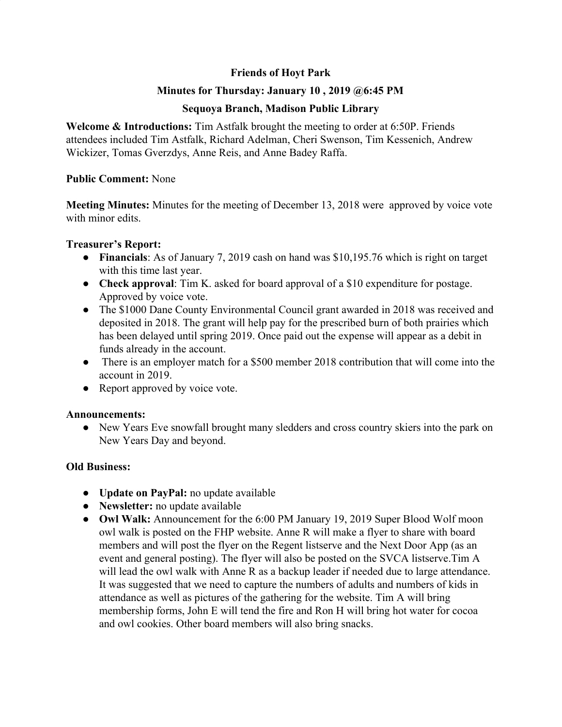**Friends of Hoyt Park**

**Minutes for Thursday: January 10 , 2019 @6:45 PM**

**Sequoya Branch, Madison Public Library**

**Welcome & Introductions:** Tim Astfalk brought the meeting to order at 6:50P. Friends attendees included Tim Astfalk, Richard Adelman, Cheri Swenson, Tim Kessenich, Andrew Wickizer, Tomas Gverzdys, Anne Reis, and Anne Badey Raffa.

**Public Comment:** None

**Meeting Minutes:** Minutes for the meeting of December 13, 2018 were approved by voice vote with minor edits.

**Treasurer's Report:**

- **Financials**: As of January 7, 2019 cash on hand was $10,195.76 which is right on target with this time last year.
- **Check approval**: Tim K. asked for board approval of a $10 expenditure for postage. Approved by voice vote.
- The $1000 Dane County Environmental Council grant awarded in 2018 was received and deposited in 2018. The grant will help pay for the prescribed burn of both prairies which has been delayed until spring 2019. Once paid out the expense will appear as a debit in funds already in the account.
- There is an employer match for a $500 member 2018 contribution that will come into the account in 2019.
- Report approved by voice vote.

**Announcements:**

- New Years Eve snowfall brought many sledders and cross country skiers into the park on New Years Day and beyond.

**Old Business:**

- **Update on PayPal:** no update available
- **Newsletter:** no update available
- **Owl Walk:** Announcement for the 6:00 PM January 19, 2019 Super Blood Wolf moon owl walk is posted on the FHP website. Anne R will make a flyer to share with board members and will post the flyer on the Regent listserve and the Next Door App (as an event and general posting). The flyer will also be posted on the SVCA listserve.Tim A will lead the owl walk with Anne R as a backup leader if needed due to large attendance. It was suggested that we need to capture the numbers of adults and numbers of kids in attendance as well as pictures of the gathering for the website. Tim A will bring membership forms, John E will tend the fire and Ron H will bring hot water for cocoa and owl cookies. Other board members will also bring snacks.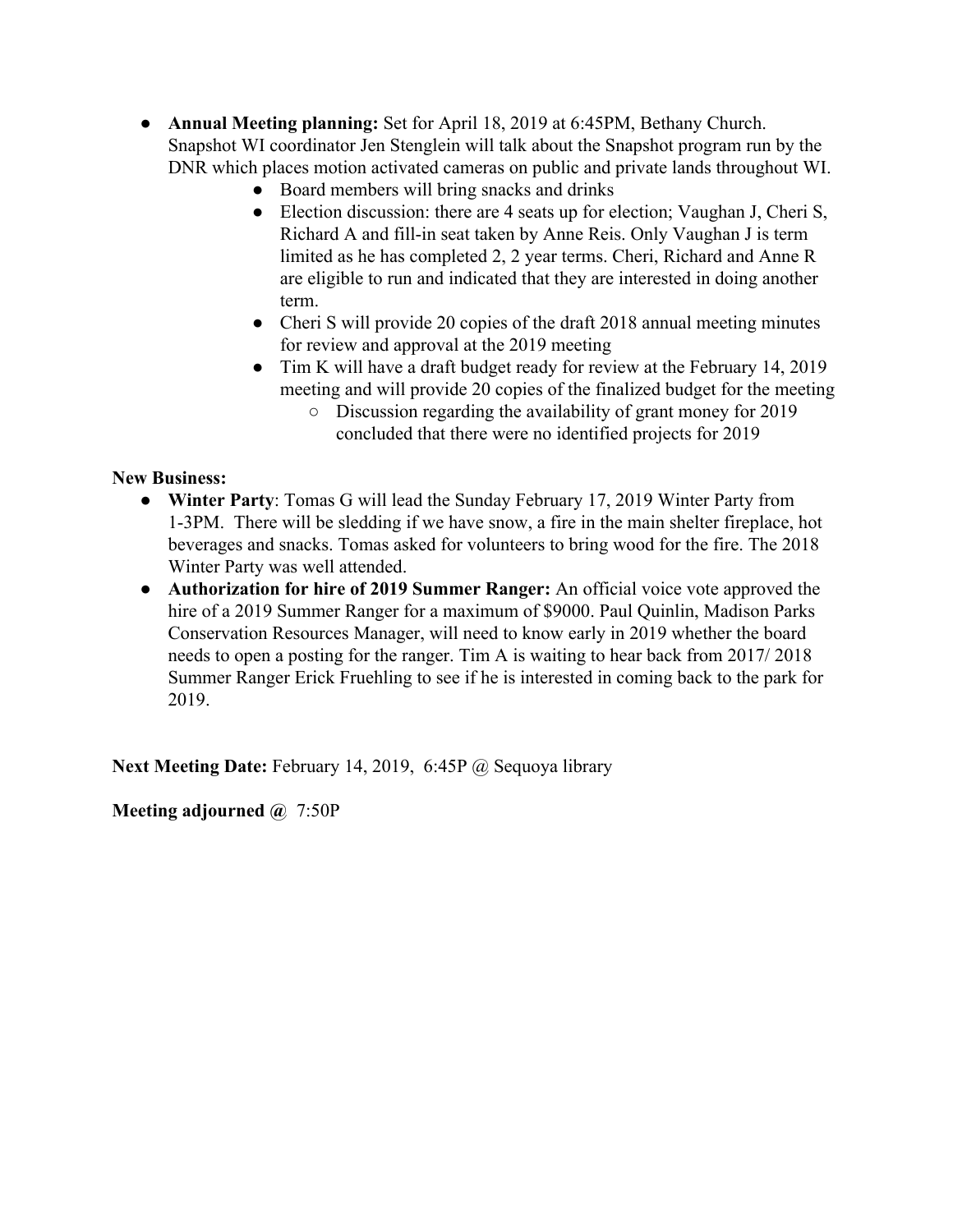- **Annual Meeting planning:** Set for April 18, 2019 at 6:45PM, Bethany Church. Snapshot WI coordinator Jen Stenglein will talk about the Snapshot program run by the DNR which places motion activated cameras on public and private lands throughout WI.
  - Board members will bring snacks and drinks
  - Election discussion: there are 4 seats up for election; Vaughan J, Cheri S, Richard A and fill-in seat taken by Anne Reis. Only Vaughan J is term limited as he has completed 2, 2 year terms. Cheri, Richard and Anne R are eligible to run and indicated that they are interested in doing another term.
  - Cheri S will provide 20 copies of the draft 2018 annual meeting minutes for review and approval at the 2019 meeting
  - Tim K will have a draft budget ready for review at the February 14, 2019 meeting and will provide 20 copies of the finalized budget for the meeting
    - Discussion regarding the availability of grant money for 2019 concluded that there were no identified projects for 2019

**New Business:**

- **Winter Party**: Tomas G will lead the Sunday February 17, 2019 Winter Party from 1-3PM. There will be sledding if we have snow, a fire in the main shelter fireplace, hot beverages and snacks. Tomas asked for volunteers to bring wood for the fire. The 2018 Winter Party was well attended.
- **Authorization for hire of 2019 Summer Ranger:** An official voice vote approved the hire of a 2019 Summer Ranger for a maximum of $9000. Paul Quinlin, Madison Parks Conservation Resources Manager, will need to know early in 2019 whether the board needs to open a posting for the ranger. Tim A is waiting to hear back from 2017/ 2018 Summer Ranger Erick Fruehling to see if he is interested in coming back to the park for 2019.

**Next Meeting Date:** February 14, 2019, 6:45P @ Sequoya library

**Meeting adjourned @** 7:50P